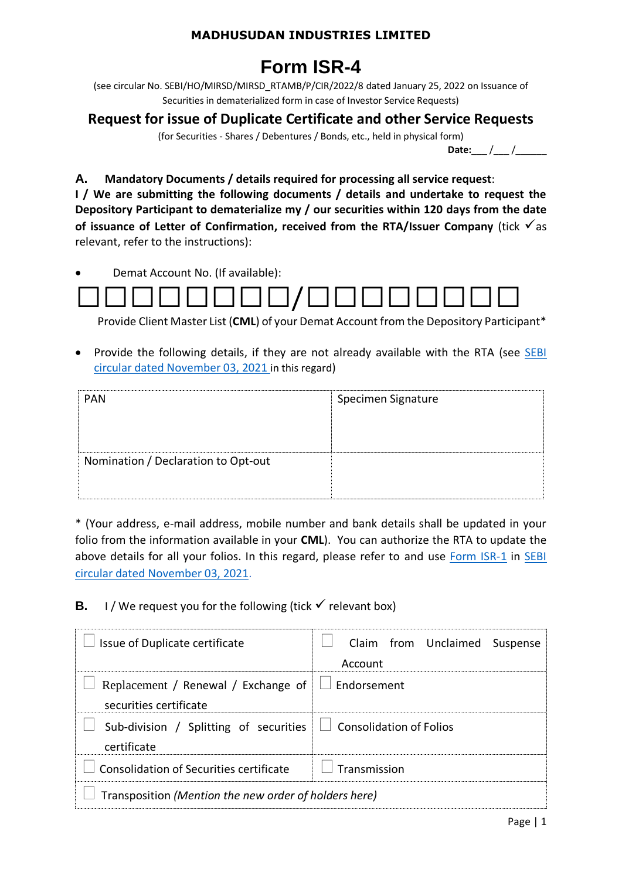**MADHUSUDAN INDUSTRIES LIMITED**

# Form ISR-4

(see circular No. SEBI/HO/MIRSD/MIRSD_RTAMB/P/CIR/2022/8 dated January 25, 2022 on Issuance of Securities in dematerialized form in case of Investor Service Requests)

## Request for issue of Duplicate Certificate and other Service Requests

(for Securities - Shares / Debentures / Bonds, etc., held in physical form)

**Date:**___ /___ /______

**A. Mandatory Documents / details required for processing all service request**:

**I / We are submitting the following documents / details and undertake to request the Depository Participant to dematerialize my / our securities within 120 days from the date of issuance of Letter of Confirmation, received from the RTA/Issuer Company** (tick ✓ as relevant, refer to the instructions):

- Demat Account No. (If available):

☐☐☐☐☐☐☐☐/☐☐☐☐☐☐☐☐

Provide Client Master List (**CML**) of your Demat Account from the Depository Participant*

- Provide the following details, if they are not already available with the RTA (see SEBI circular dated November 03, 2021 in this regard)

| PAN | Specimen Signature |
|---|---|
| Nomination / Declaration to Opt-out | |

* (Your address, e-mail address, mobile number and bank details shall be updated in your folio from the information available in your **CML**). You can authorize the RTA to update the above details for all your folios. In this regard, please refer to and use Form ISR-1 in SEBI circular dated November 03, 2021.

**B.** I / We request you for the following (tick ✓ relevant box)

| | |
|---|---|
| ☐ Issue of Duplicate certificate | ☐ Claim from Unclaimed Suspense Account |
| ☐ Replacement / Renewal / Exchange of securities certificate | ☐ Endorsement |
| ☐ Sub-division / Splitting of securities certificate | ☐ Consolidation of Folios |
| ☐ Consolidation of Securities certificate | ☐ Transmission |
| ☐ Transposition *(Mention the new order of holders here)* | |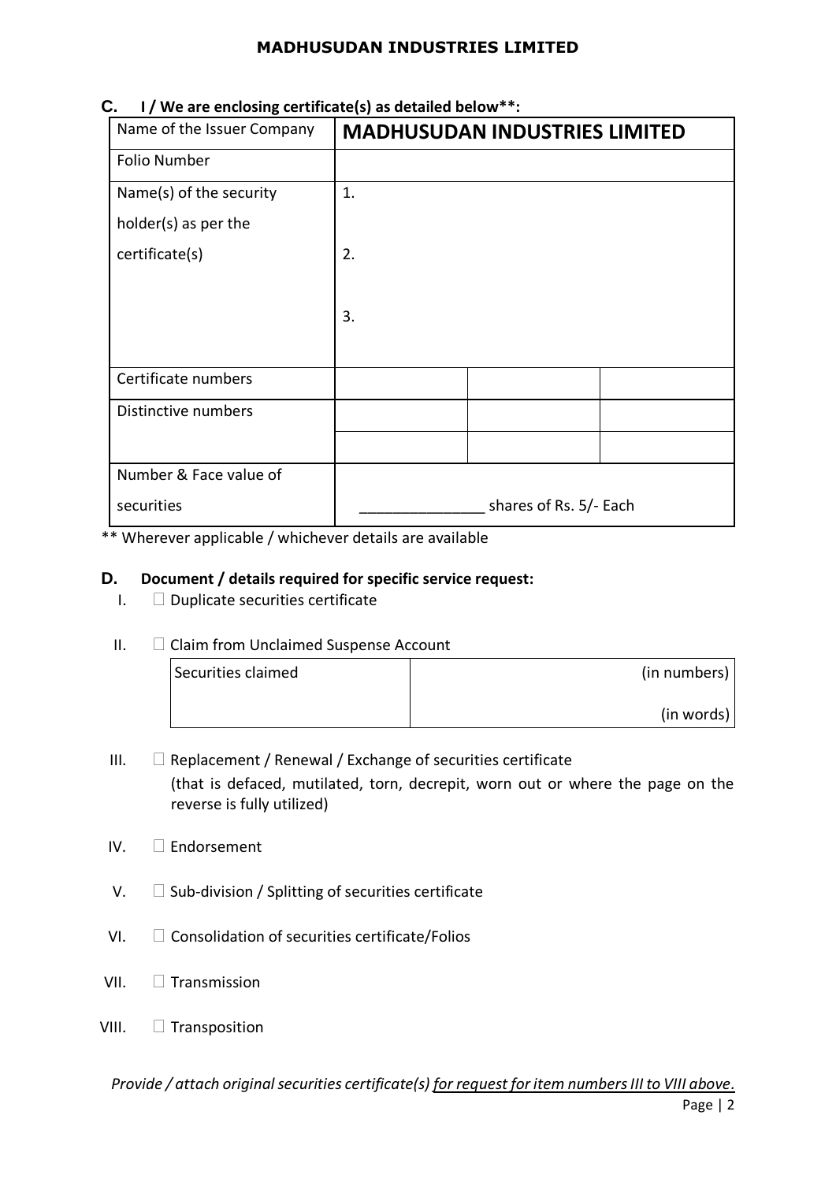## C. I / We are enclosing certificate(s) as detailed below**:

| Name of the Issuer Company | **MADHUSUDAN INDUSTRIES LIMITED** | | |
|---|---|---|---|
| Folio Number | | | |
| Name(s) of the security holder(s) as per the certificate(s) | 1.<br><br>2.<br><br>3. | | |
| Certificate numbers | | | |
| Distinctive numbers | | | |
| | | | |
| Number & Face value of securities | _______________ shares of Rs. 5/- Each | | |

** Wherever applicable / whichever details are available

## D. Document / details required for specific service request:

I. ☐ Duplicate securities certificate

II. ☐ Claim from Unclaimed Suspense Account

| Securities claimed | (in numbers)<br><br>(in words) |
|---|---|

III. ☐ Replacement / Renewal / Exchange of securities certificate
(that is defaced, mutilated, torn, decrepit, worn out or where the page on the reverse is fully utilized)

IV. ☐ Endorsement

V. ☐ Sub-division / Splitting of securities certificate

VI. ☐ Consolidation of securities certificate/Folios

VII. ☐ Transmission

VIII. ☐ Transposition

*Provide / attach original securities certificate(s) <u>for request for item numbers III to VIII above.</u>*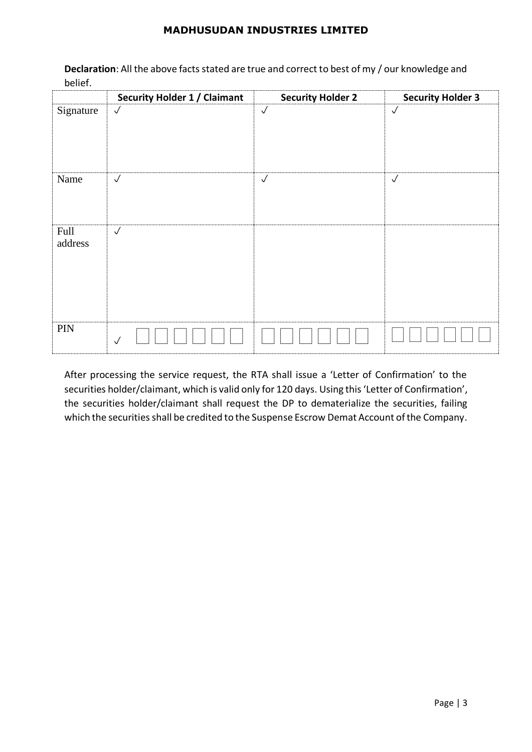**Declaration**: All the above facts stated are true and correct to best of my / our knowledge and belief.

| | **Security Holder 1 / Claimant** | **Security Holder 2** | **Security Holder 3** |
|---|---|---|---|
| Signature | ✓ | ✓ | ✓ |
| Name | ✓ | ✓ | ✓ |
| Full address | ✓ | | |
| PIN | ✓ ☐☐☐☐☐☐ | ☐☐☐☐☐☐ | ☐☐☐☐☐☐ |

After processing the service request, the RTA shall issue a 'Letter of Confirmation' to the securities holder/claimant, which is valid only for 120 days. Using this 'Letter of Confirmation', the securities holder/claimant shall request the DP to dematerialize the securities, failing which the securities shall be credited to the Suspense Escrow Demat Account of the Company.